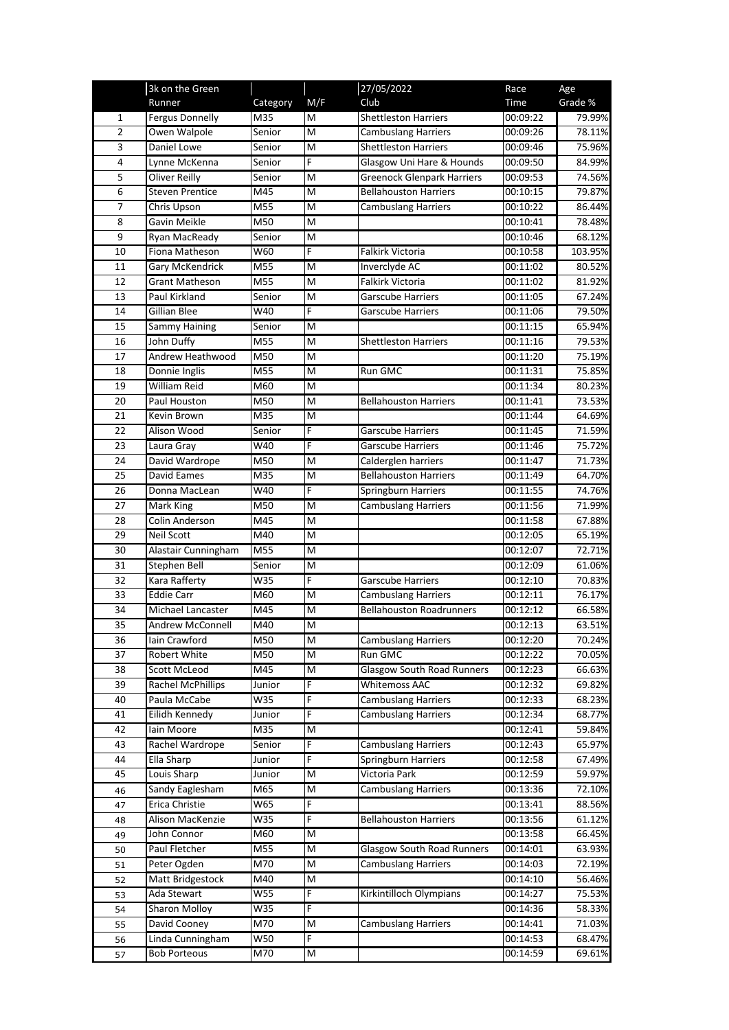| | 3k on the Green | | | 27/05/2022 | Race | Age |
|---|---|---|---|---|---|---|
| | Runner | Category | M/F | Club | Time | Grade % |
| 1 | Fergus Donnelly | M35 | M | Shettleston Harriers | 00:09:22 | 79.99% |
| 2 | Owen Walpole | Senior | M | Cambuslang Harriers | 00:09:26 | 78.11% |
| 3 | Daniel Lowe | Senior | M | Shettleston Harriers | 00:09:46 | 75.96% |
| 4 | Lynne McKenna | Senior | F | Glasgow Uni Hare & Hounds | 00:09:50 | 84.99% |
| 5 | Oliver Reilly | Senior | M | Greenock Glenpark Harriers | 00:09:53 | 74.56% |
| 6 | Steven Prentice | M45 | M | Bellahouston Harriers | 00:10:15 | 79.87% |
| 7 | Chris Upson | M55 | M | Cambuslang Harriers | 00:10:22 | 86.44% |
| 8 | Gavin Meikle | M50 | M | | 00:10:41 | 78.48% |
| 9 | Ryan MacReady | Senior | M | | 00:10:46 | 68.12% |
| 10 | Fiona Matheson | W60 | F | Falkirk Victoria | 00:10:58 | 103.95% |
| 11 | Gary McKendrick | M55 | M | Inverclyde AC | 00:11:02 | 80.52% |
| 12 | Grant Matheson | M55 | M | Falkirk Victoria | 00:11:02 | 81.92% |
| 13 | Paul Kirkland | Senior | M | Garscube Harriers | 00:11:05 | 67.24% |
| 14 | Gillian Blee | W40 | F | Garscube Harriers | 00:11:06 | 79.50% |
| 15 | Sammy Haining | Senior | M | | 00:11:15 | 65.94% |
| 16 | John Duffy | M55 | M | Shettleston Harriers | 00:11:16 | 79.53% |
| 17 | Andrew Heathwood | M50 | M | | 00:11:20 | 75.19% |
| 18 | Donnie Inglis | M55 | M | Run GMC | 00:11:31 | 75.85% |
| 19 | William Reid | M60 | M | | 00:11:34 | 80.23% |
| 20 | Paul Houston | M50 | M | Bellahouston Harriers | 00:11:41 | 73.53% |
| 21 | Kevin Brown | M35 | M | | 00:11:44 | 64.69% |
| 22 | Alison Wood | Senior | F | Garscube Harriers | 00:11:45 | 71.59% |
| 23 | Laura Gray | W40 | F | Garscube Harriers | 00:11:46 | 75.72% |
| 24 | David Wardrope | M50 | M | Calderglen harriers | 00:11:47 | 71.73% |
| 25 | David Eames | M35 | M | Bellahouston Harriers | 00:11:49 | 64.70% |
| 26 | Donna MacLean | W40 | F | Springburn Harriers | 00:11:55 | 74.76% |
| 27 | Mark King | M50 | M | Cambuslang Harriers | 00:11:56 | 71.99% |
| 28 | Colin Anderson | M45 | M | | 00:11:58 | 67.88% |
| 29 | Neil Scott | M40 | M | | 00:12:05 | 65.19% |
| 30 | Alastair Cunningham | M55 | M | | 00:12:07 | 72.71% |
| 31 | Stephen Bell | Senior | M | | 00:12:09 | 61.06% |
| 32 | Kara Rafferty | W35 | F | Garscube Harriers | 00:12:10 | 70.83% |
| 33 | Eddie Carr | M60 | M | Cambuslang Harriers | 00:12:11 | 76.17% |
| 34 | Michael Lancaster | M45 | M | Bellahouston Roadrunners | 00:12:12 | 66.58% |
| 35 | Andrew McConnell | M40 | M | | 00:12:13 | 63.51% |
| 36 | Iain Crawford | M50 | M | Cambuslang Harriers | 00:12:20 | 70.24% |
| 37 | Robert White | M50 | M | Run GMC | 00:12:22 | 70.05% |
| 38 | Scott McLeod | M45 | M | Glasgow South Road Runners | 00:12:23 | 66.63% |
| 39 | Rachel McPhillips | Junior | F | Whitemoss AAC | 00:12:32 | 69.82% |
| 40 | Paula McCabe | W35 | F | Cambuslang Harriers | 00:12:33 | 68.23% |
| 41 | Eilidh Kennedy | Junior | F | Cambuslang Harriers | 00:12:34 | 68.77% |
| 42 | Iain Moore | M35 | M | | 00:12:41 | 59.84% |
| 43 | Rachel Wardrope | Senior | F | Cambuslang Harriers | 00:12:43 | 65.97% |
| 44 | Ella Sharp | Junior | F | Springburn Harriers | 00:12:58 | 67.49% |
| 45 | Louis Sharp | Junior | M | Victoria Park | 00:12:59 | 59.97% |
| 46 | Sandy Eaglesham | M65 | M | Cambuslang Harriers | 00:13:36 | 72.10% |
| 47 | Erica Christie | W65 | F | | 00:13:41 | 88.56% |
| 48 | Alison MacKenzie | W35 | F | Bellahouston Harriers | 00:13:56 | 61.12% |
| 49 | John Connor | M60 | M | | 00:13:58 | 66.45% |
| 50 | Paul Fletcher | M55 | M | Glasgow South Road Runners | 00:14:01 | 63.93% |
| 51 | Peter Ogden | M70 | M | Cambuslang Harriers | 00:14:03 | 72.19% |
| 52 | Matt Bridgestock | M40 | M | | 00:14:10 | 56.46% |
| 53 | Ada Stewart | W55 | F | Kirkintilloch Olympians | 00:14:27 | 75.53% |
| 54 | Sharon Molloy | W35 | F | | 00:14:36 | 58.33% |
| 55 | David Cooney | M70 | M | Cambuslang Harriers | 00:14:41 | 71.03% |
| 56 | Linda Cunningham | W50 | F | | 00:14:53 | 68.47% |
| 57 | Bob Porteous | M70 | M | | 00:14:59 | 69.61% |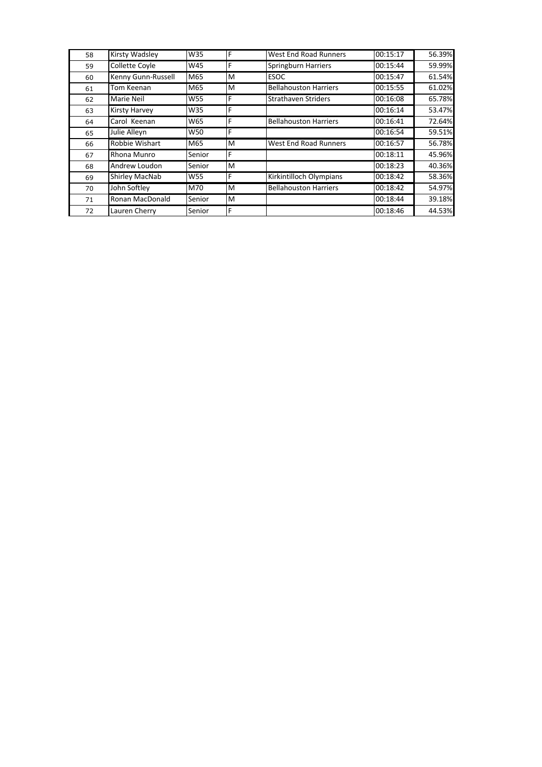| | | | | | | |
|---|---|---|---|---|---|---|
| 58 | Kirsty Wadsley | W35 | F | West End Road Runners | 00:15:17 | 56.39% |
| 59 | Collette Coyle | W45 | F | Springburn Harriers | 00:15:44 | 59.99% |
| 60 | Kenny Gunn-Russell | M65 | M | ESOC | 00:15:47 | 61.54% |
| 61 | Tom Keenan | M65 | M | Bellahouston Harriers | 00:15:55 | 61.02% |
| 62 | Marie Neil | W55 | F | Strathaven Striders | 00:16:08 | 65.78% |
| 63 | Kirsty Harvey | W35 | F | | 00:16:14 | 53.47% |
| 64 | Carol Keenan | W65 | F | Bellahouston Harriers | 00:16:41 | 72.64% |
| 65 | Julie Alleyn | W50 | F | | 00:16:54 | 59.51% |
| 66 | Robbie Wishart | M65 | M | West End Road Runners | 00:16:57 | 56.78% |
| 67 | Rhona Munro | Senior | F | | 00:18:11 | 45.96% |
| 68 | Andrew Loudon | Senior | M | | 00:18:23 | 40.36% |
| 69 | Shirley MacNab | W55 | F | Kirkintilloch Olympians | 00:18:42 | 58.36% |
| 70 | John Softley | M70 | M | Bellahouston Harriers | 00:18:42 | 54.97% |
| 71 | Ronan MacDonald | Senior | M | | 00:18:44 | 39.18% |
| 72 | Lauren Cherry | Senior | F | | 00:18:46 | 44.53% |